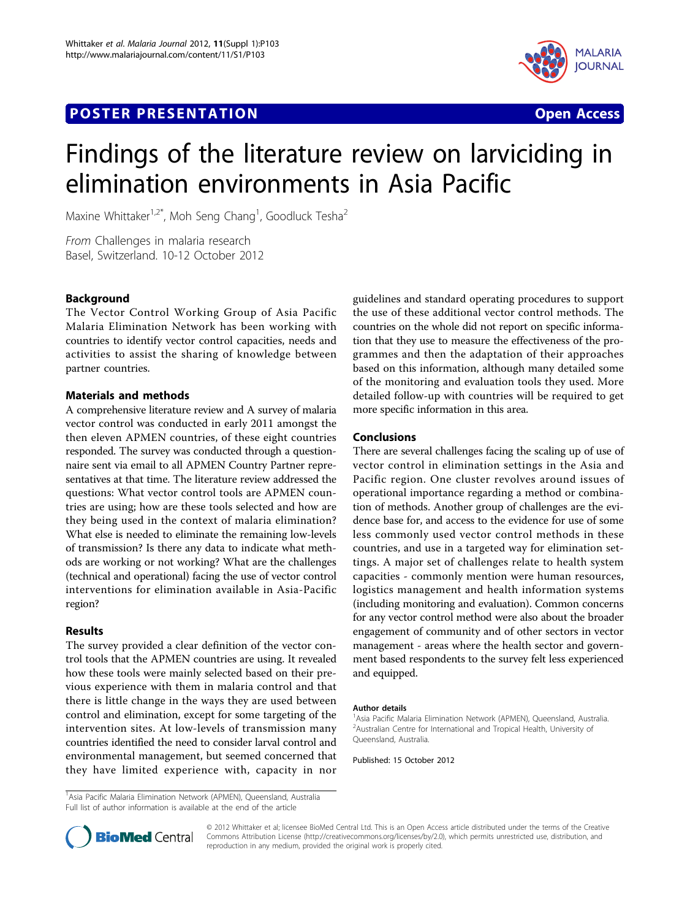POSTER PRESENTATION

Open Access

# Findings of the literature review on larviciding in elimination environments in Asia Pacific

Maxine Whittaker[1,2*], Moh Seng Chang[1], Goodluck Tesha[2]

*From* Challenges in malaria research
Basel, Switzerland. 10-12 October 2012

## Background

The Vector Control Working Group of Asia Pacific Malaria Elimination Network has been working with countries to identify vector control capacities, needs and activities to assist the sharing of knowledge between partner countries.

## Materials and methods

A comprehensive literature review and A survey of malaria vector control was conducted in early 2011 amongst the then eleven APMEN countries, of these eight countries responded. The survey was conducted through a questionnaire sent via email to all APMEN Country Partner representatives at that time. The literature review addressed the questions: What vector control tools are APMEN countries are using; how are these tools selected and how are they being used in the context of malaria elimination? What else is needed to eliminate the remaining low-levels of transmission? Is there any data to indicate what methods are working or not working? What are the challenges (technical and operational) facing the use of vector control interventions for elimination available in Asia-Pacific region?

## Results

The survey provided a clear definition of the vector control tools that the APMEN countries are using. It revealed how these tools were mainly selected based on their previous experience with them in malaria control and that there is little change in the ways they are used between control and elimination, except for some targeting of the intervention sites. At low-levels of transmission many countries identified the need to consider larval control and environmental management, but seemed concerned that they have limited experience with, capacity in nor guidelines and standard operating procedures to support the use of these additional vector control methods. The countries on the whole did not report on specific information that they use to measure the effectiveness of the programmes and then the adaptation of their approaches based on this information, although many detailed some of the monitoring and evaluation tools they used. More detailed follow-up with countries will be required to get more specific information in this area.

## Conclusions

There are several challenges facing the scaling up of use of vector control in elimination settings in the Asia and Pacific region. One cluster revolves around issues of operational importance regarding a method or combination of methods. Another group of challenges are the evidence base for, and access to the evidence for use of some less commonly used vector control methods in these countries, and use in a targeted way for elimination settings. A major set of challenges relate to health system capacities - commonly mention were human resources, logistics management and health information systems (including monitoring and evaluation). Common concerns for any vector control method were also about the broader engagement of community and of other sectors in vector management - areas where the health sector and government based respondents to the survey felt less experienced and equipped.

### Author details

[1]Asia Pacific Malaria Elimination Network (APMEN), Queensland, Australia.
[2]Australian Centre for International and Tropical Health, University of Queensland, Australia.

Published: 15 October 2012

[1]Asia Pacific Malaria Elimination Network (APMEN), Queensland, Australia
Full list of author information is available at the end of the article

© 2012 Whittaker et al; licensee BioMed Central Ltd. This is an Open Access article distributed under the terms of the Creative Commons Attribution License (http://creativecommons.org/licenses/by/2.0), which permits unrestricted use, distribution, and reproduction in any medium, provided the original work is properly cited.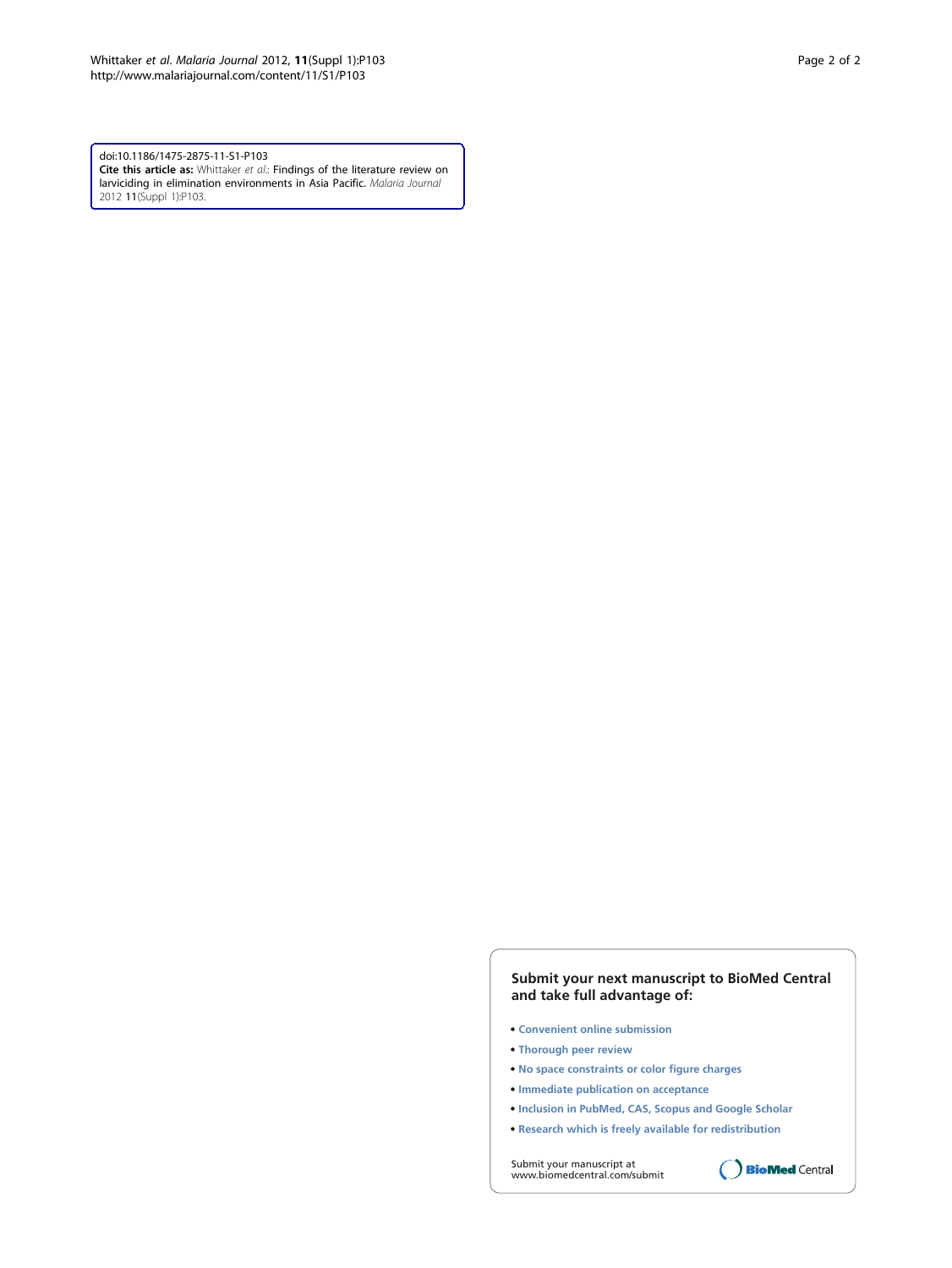doi:10.1186/1475-2875-11-S1-P103

**Cite this article as:** Whittaker *et al.*: Findings of the literature review on larviciding in elimination environments in Asia Pacific. *Malaria Journal* 2012 **11**(Suppl 1):P103.

**Submit your next manuscript to BioMed Central and take full advantage of:**

- **Convenient online submission**
- **Thorough peer review**
- **No space constraints or color figure charges**
- **Immediate publication on acceptance**
- **Inclusion in PubMed, CAS, Scopus and Google Scholar**
- **Research which is freely available for redistribution**

Submit your manuscript at
www.biomedcentral.com/submit

BioMed Central